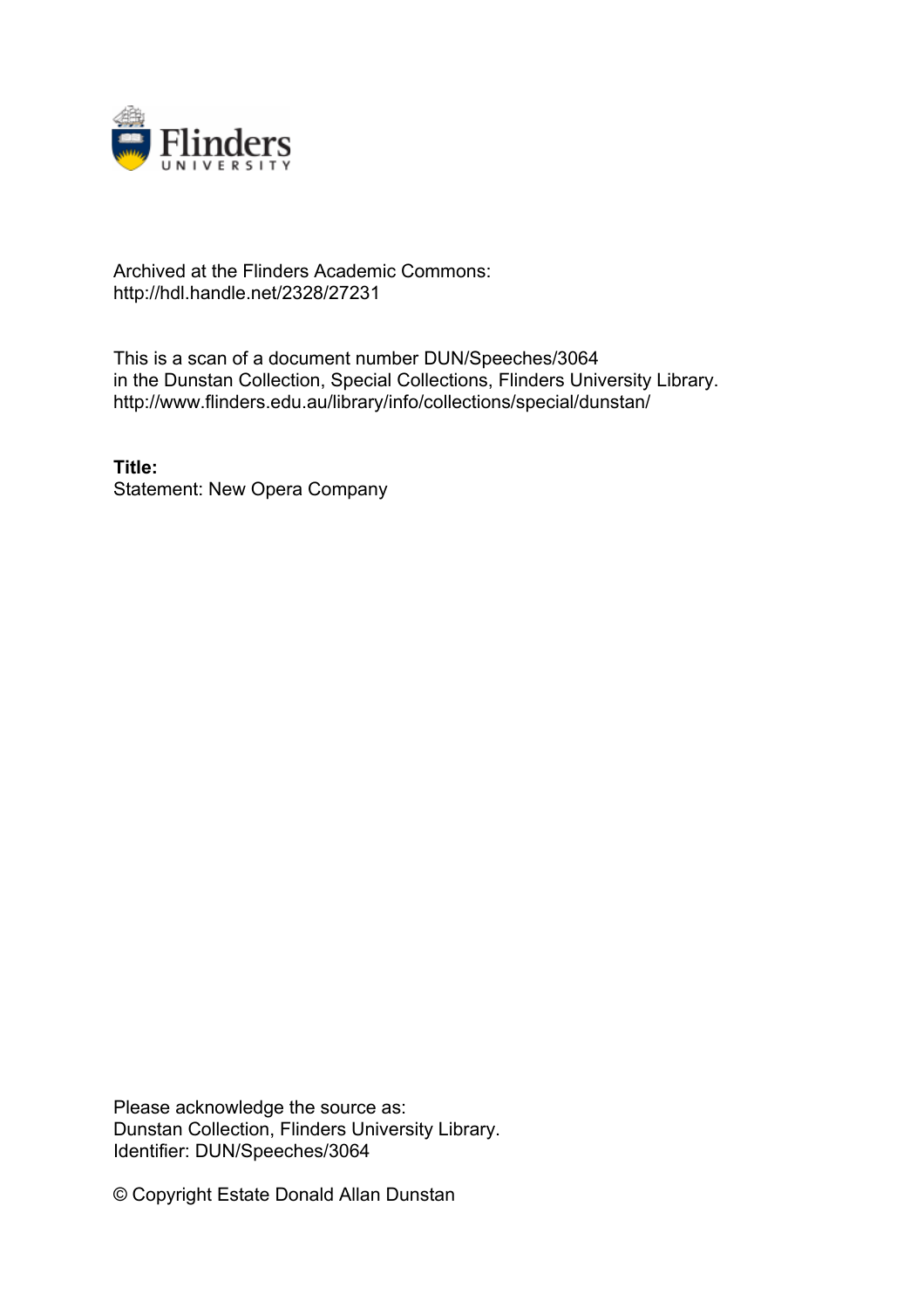Archived at the Flinders Academic Commons:
http://hdl.handle.net/2328/27231

This is a scan of a document number DUN/Speeches/3064
in the Dunstan Collection, Special Collections, Flinders University Library.
http://www.flinders.edu.au/library/info/collections/special/dunstan/

**Title:**
Statement: New Opera Company

Please acknowledge the source as:
Dunstan Collection, Flinders University Library.
Identifier: DUN/Speeches/3064

© Copyright Estate Donald Allan Dunstan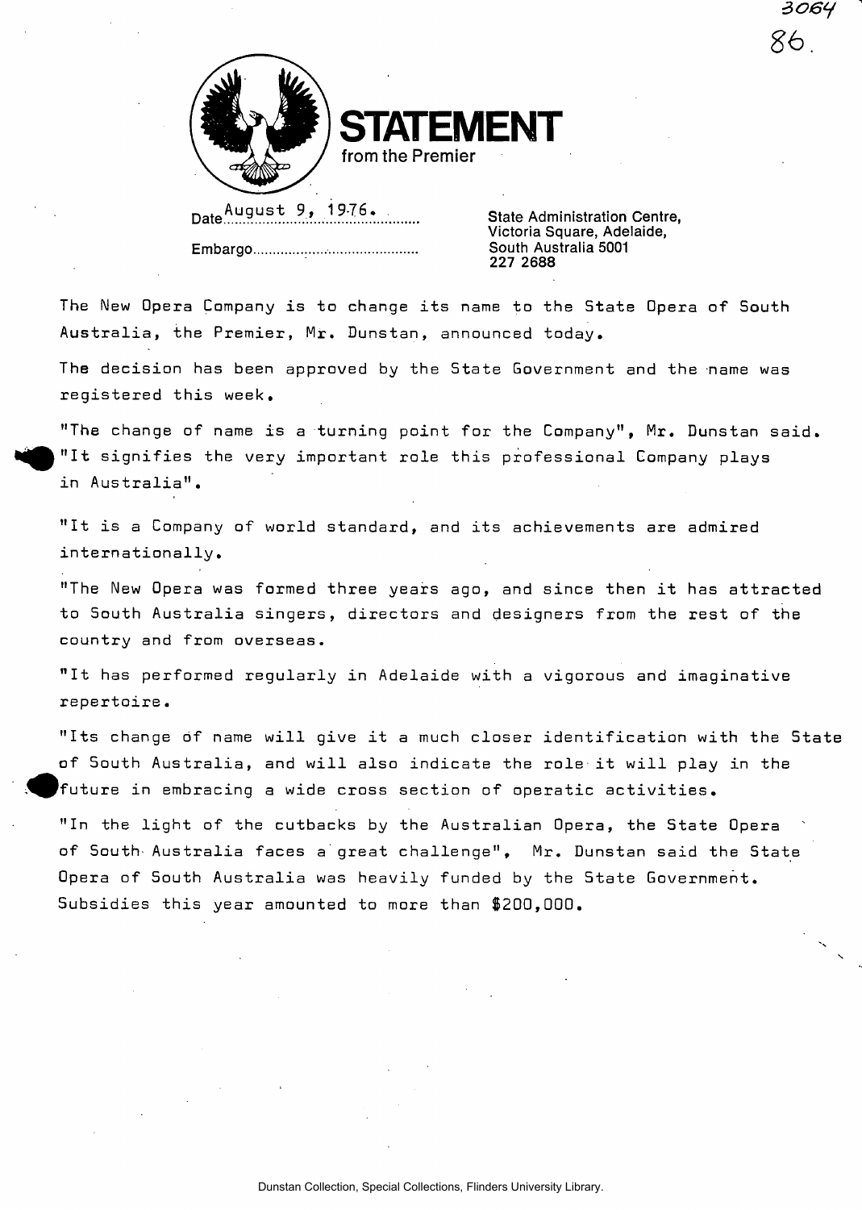# STATEMENT

from the Premier

Date August 9, 1976.

Embargo.........................................

State Administration Centre,
Victoria Square, Adelaide,
South Australia 5001
227 2688

The New Opera Company is to change its name to the State Opera of South Australia, the Premier, Mr. Dunstan, announced today.

The decision has been approved by the State Government and the name was registered this week.

"The change of name is a turning point for the Company", Mr. Dunstan said. "It signifies the very important role this professional Company plays in Australia".

"It is a Company of world standard, and its achievements are admired internationally.

"The New Opera was formed three years ago, and since then it has attracted to South Australia singers, directors and designers from the rest of the country and from overseas.

"It has performed regularly in Adelaide with a vigorous and imaginative repertoire.

"Its change of name will give it a much closer identification with the State of South Australia, and will also indicate the role it will play in the future in embracing a wide cross section of operatic activities.

"In the light of the cutbacks by the Australian Opera, the State Opera of South Australia faces a great challenge", Mr. Dunstan said the State Opera of South Australia was heavily funded by the State Government. Subsidies this year amounted to more than $200,000.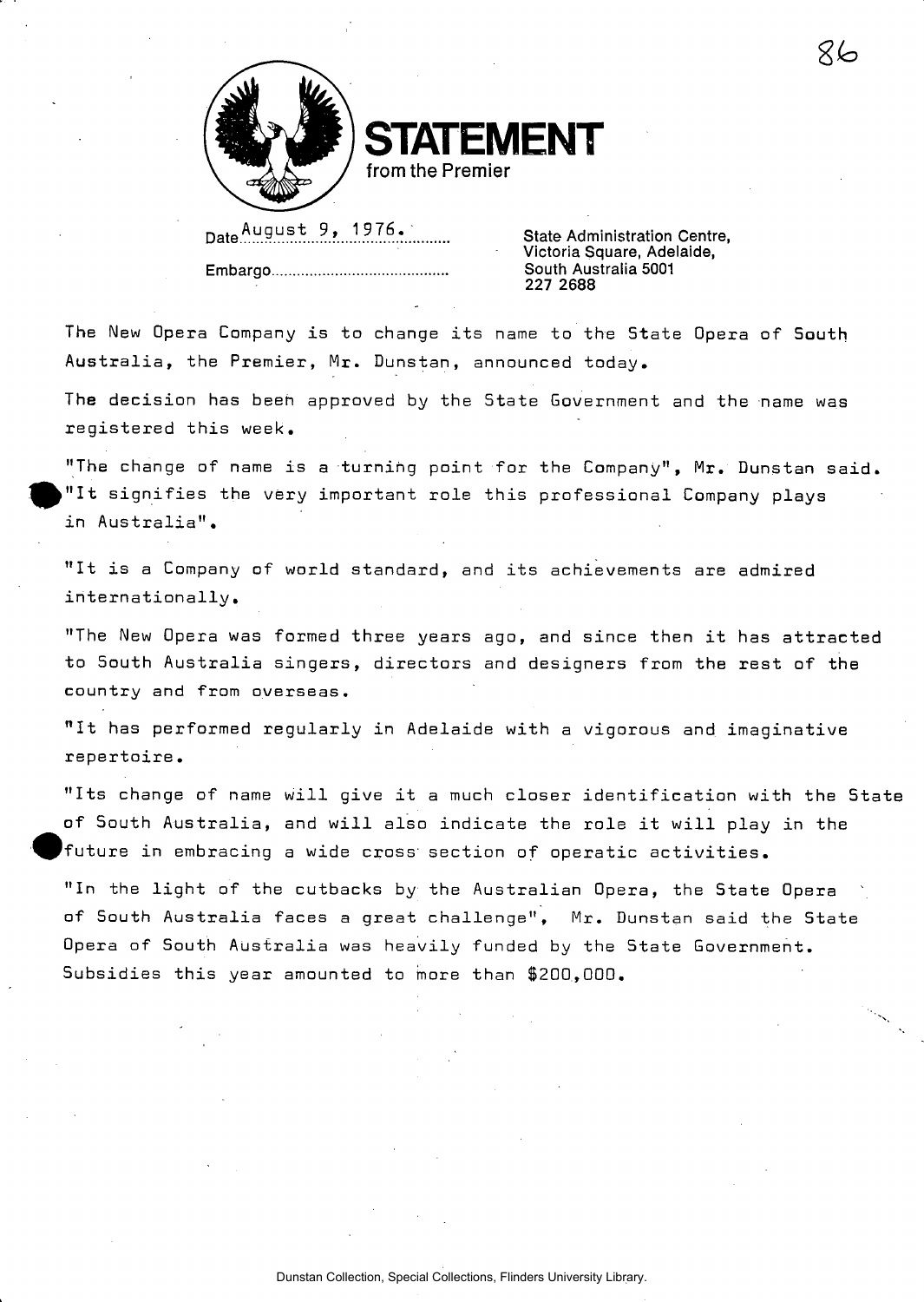# STATEMENT

from the Premier

Date August 9, 1976.

Embargo.........................................

State Administration Centre,
Victoria Square, Adelaide,
South Australia 5001
227 2688

The New Opera Company is to change its name to the State Opera of South Australia, the Premier, Mr. Dunstan, announced today.

The decision has been approved by the State Government and the name was registered this week.

"The change of name is a turning point for the Company", Mr. Dunstan said. "It signifies the very important role this professional Company plays in Australia".

"It is a Company of world standard, and its achievements are admired internationally.

"The New Opera was formed three years ago, and since then it has attracted to South Australia singers, directors and designers from the rest of the country and from overseas.

"It has performed regularly in Adelaide with a vigorous and imaginative repertoire.

"Its change of name will give it a much closer identification with the State of South Australia, and will also indicate the role it will play in the future in embracing a wide cross section of operatic activities.

"In the light of the cutbacks by the Australian Opera, the State Opera of South Australia faces a great challenge", Mr. Dunstan said the State Opera of South Australia was heavily funded by the State Government. Subsidies this year amounted to more than $200,000.

Dunstan Collection, Special Collections, Flinders University Library.